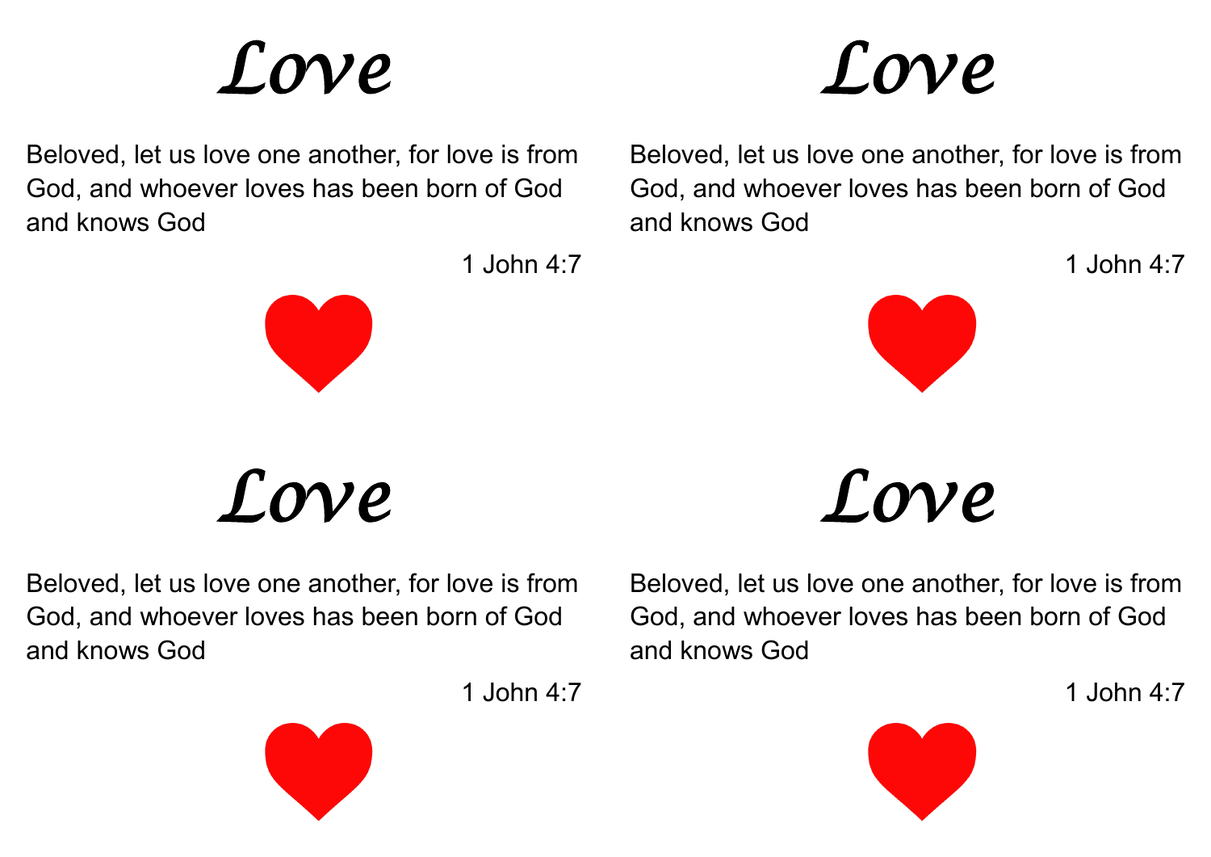# *Love*

Beloved, let us love one another, for love is from God, and whoever loves has been born of God and knows God

1 John 4:7

❤

# *Love*

Beloved, let us love one another, for love is from God, and whoever loves has been born of God and knows God

1 John 4:7

❤

# *Love*

Beloved, let us love one another, for love is from God, and whoever loves has been born of God and knows God

1 John 4:7

❤

# *Love*

Beloved, let us love one another, for love is from God, and whoever loves has been born of God and knows God

1 John 4:7

❤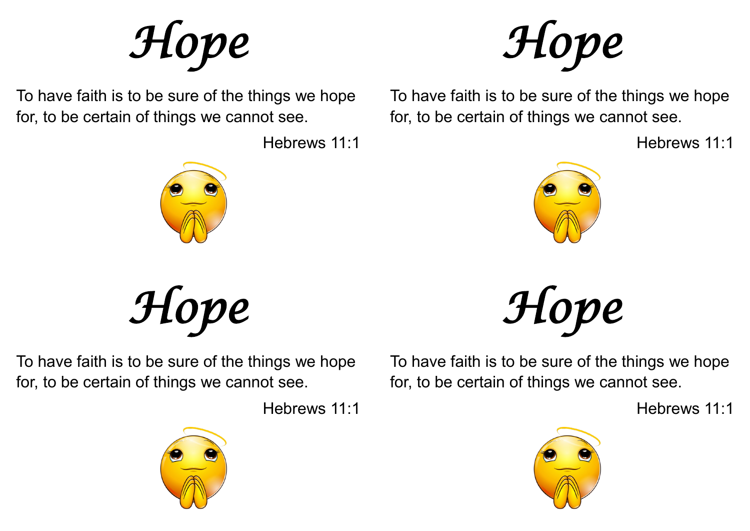# *Hope*

To have faith is to be sure of the things we hope for, to be certain of things we cannot see.

Hebrews 11:1

# *Hope*

To have faith is to be sure of the things we hope for, to be certain of things we cannot see.

Hebrews 11:1

# *Hope*

To have faith is to be sure of the things we hope for, to be certain of things we cannot see.

Hebrews 11:1

# *Hope*

To have faith is to be sure of the things we hope for, to be certain of things we cannot see.

Hebrews 11:1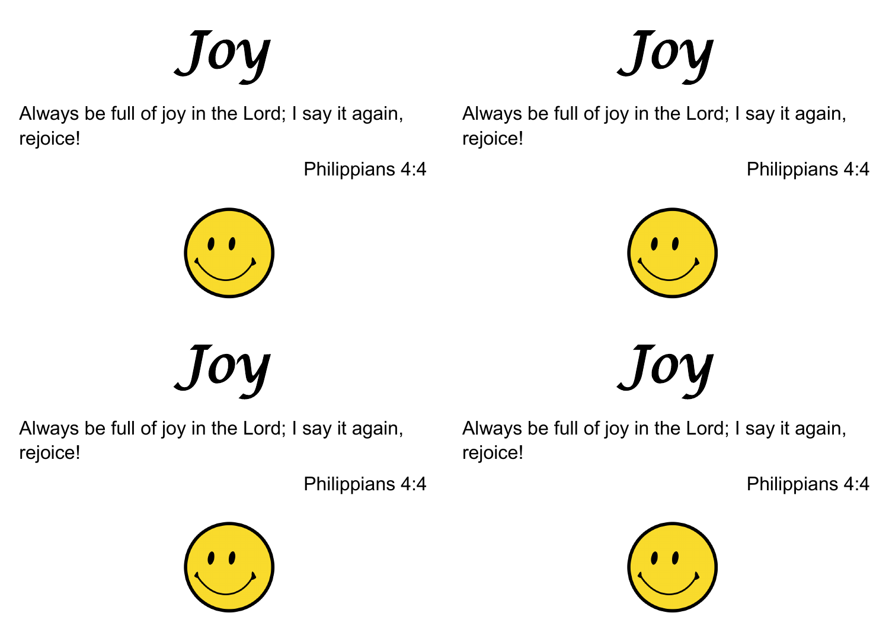# Joy

Always be full of joy in the Lord; I say it again, rejoice!

Philippians 4:4

# Joy

Always be full of joy in the Lord; I say it again, rejoice!

Philippians 4:4

# Joy

Always be full of joy in the Lord; I say it again, rejoice!

Philippians 4:4

# Joy

Always be full of joy in the Lord; I say it again, rejoice!

Philippians 4:4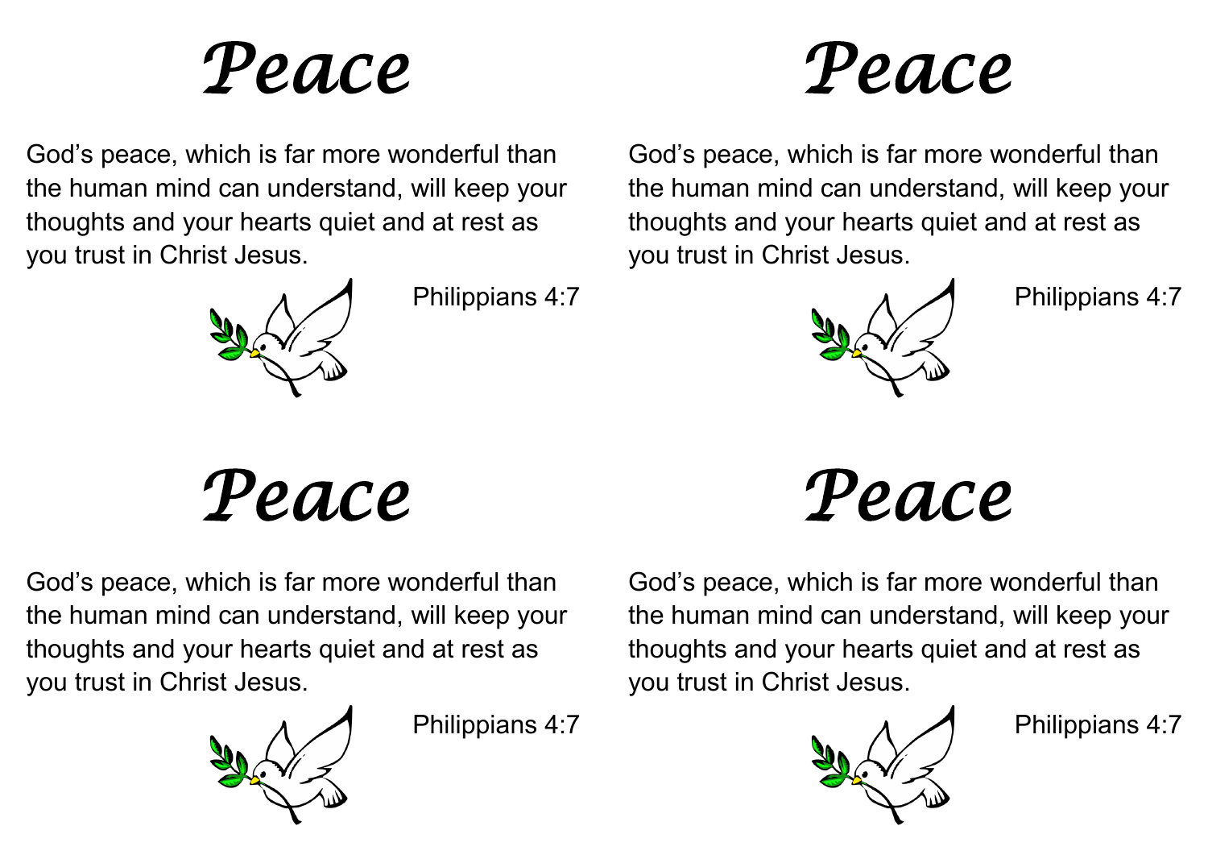# Peace

God's peace, which is far more wonderful than the human mind can understand, will keep your thoughts and your hearts quiet and at rest as you trust in Christ Jesus.

Philippians 4:7

# Peace

God's peace, which is far more wonderful than the human mind can understand, will keep your thoughts and your hearts quiet and at rest as you trust in Christ Jesus.

Philippians 4:7

# Peace

God's peace, which is far more wonderful than the human mind can understand, will keep your thoughts and your hearts quiet and at rest as you trust in Christ Jesus.

Philippians 4:7

# Peace

God's peace, which is far more wonderful than the human mind can understand, will keep your thoughts and your hearts quiet and at rest as you trust in Christ Jesus.

Philippians 4:7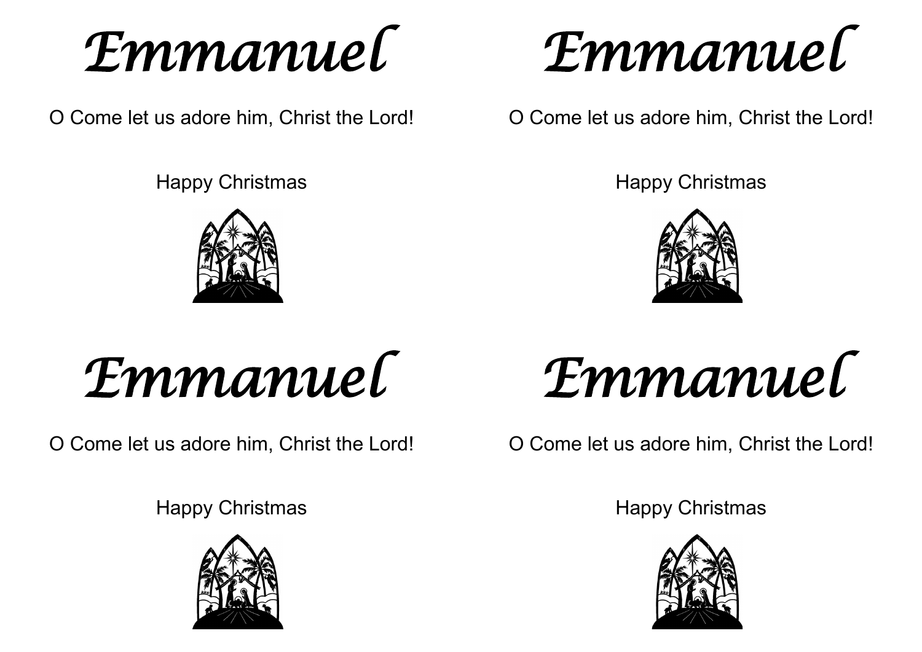# Emmanuel

O Come let us adore him, Christ the Lord!

Happy Christmas

# Emmanuel

O Come let us adore him, Christ the Lord!

Happy Christmas

# Emmanuel

O Come let us adore him, Christ the Lord!

Happy Christmas

# Emmanuel

O Come let us adore him, Christ the Lord!

Happy Christmas